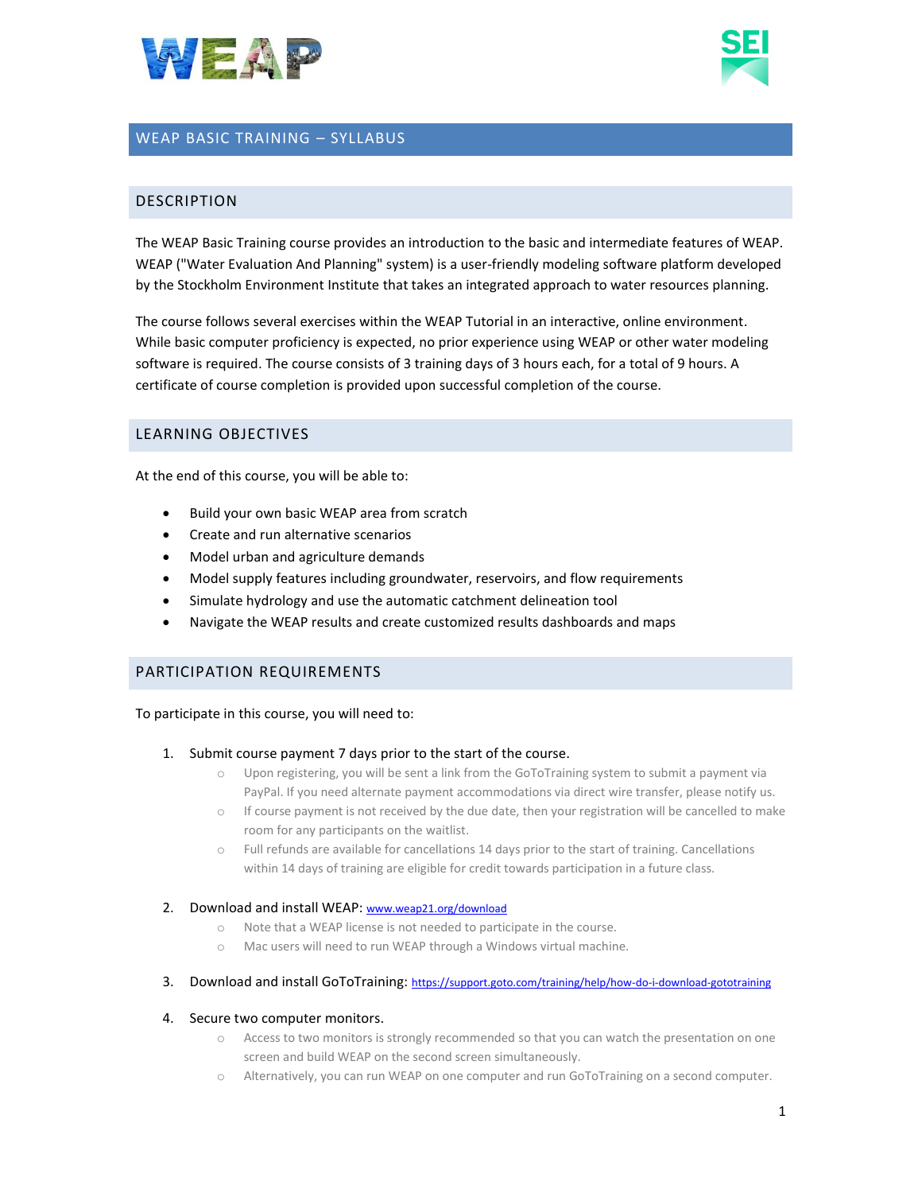# WEAP BASIC TRAINING – SYLLABUS

## DESCRIPTION

The WEAP Basic Training course provides an introduction to the basic and intermediate features of WEAP. WEAP ("Water Evaluation And Planning" system) is a user-friendly modeling software platform developed by the Stockholm Environment Institute that takes an integrated approach to water resources planning.

The course follows several exercises within the WEAP Tutorial in an interactive, online environment. While basic computer proficiency is expected, no prior experience using WEAP or other water modeling software is required. The course consists of 3 training days of 3 hours each, for a total of 9 hours. A certificate of course completion is provided upon successful completion of the course.

## LEARNING OBJECTIVES

At the end of this course, you will be able to:

- Build your own basic WEAP area from scratch
- Create and run alternative scenarios
- Model urban and agriculture demands
- Model supply features including groundwater, reservoirs, and flow requirements
- Simulate hydrology and use the automatic catchment delineation tool
- Navigate the WEAP results and create customized results dashboards and maps

## PARTICIPATION REQUIREMENTS

To participate in this course, you will need to:

1. Submit course payment 7 days prior to the start of the course.
   - Upon registering, you will be sent a link from the GoToTraining system to submit a payment via PayPal. If you need alternate payment accommodations via direct wire transfer, please notify us.
   - If course payment is not received by the due date, then your registration will be cancelled to make room for any participants on the waitlist.
   - Full refunds are available for cancellations 14 days prior to the start of training. Cancellations within 14 days of training are eligible for credit towards participation in a future class.

2. Download and install WEAP: www.weap21.org/download
   - Note that a WEAP license is not needed to participate in the course.
   - Mac users will need to run WEAP through a Windows virtual machine.

3. Download and install GoToTraining: https://support.goto.com/training/help/how-do-i-download-gototraining

4. Secure two computer monitors.
   - Access to two monitors is strongly recommended so that you can watch the presentation on one screen and build WEAP on the second screen simultaneously.
   - Alternatively, you can run WEAP on one computer and run GoToTraining on a second computer.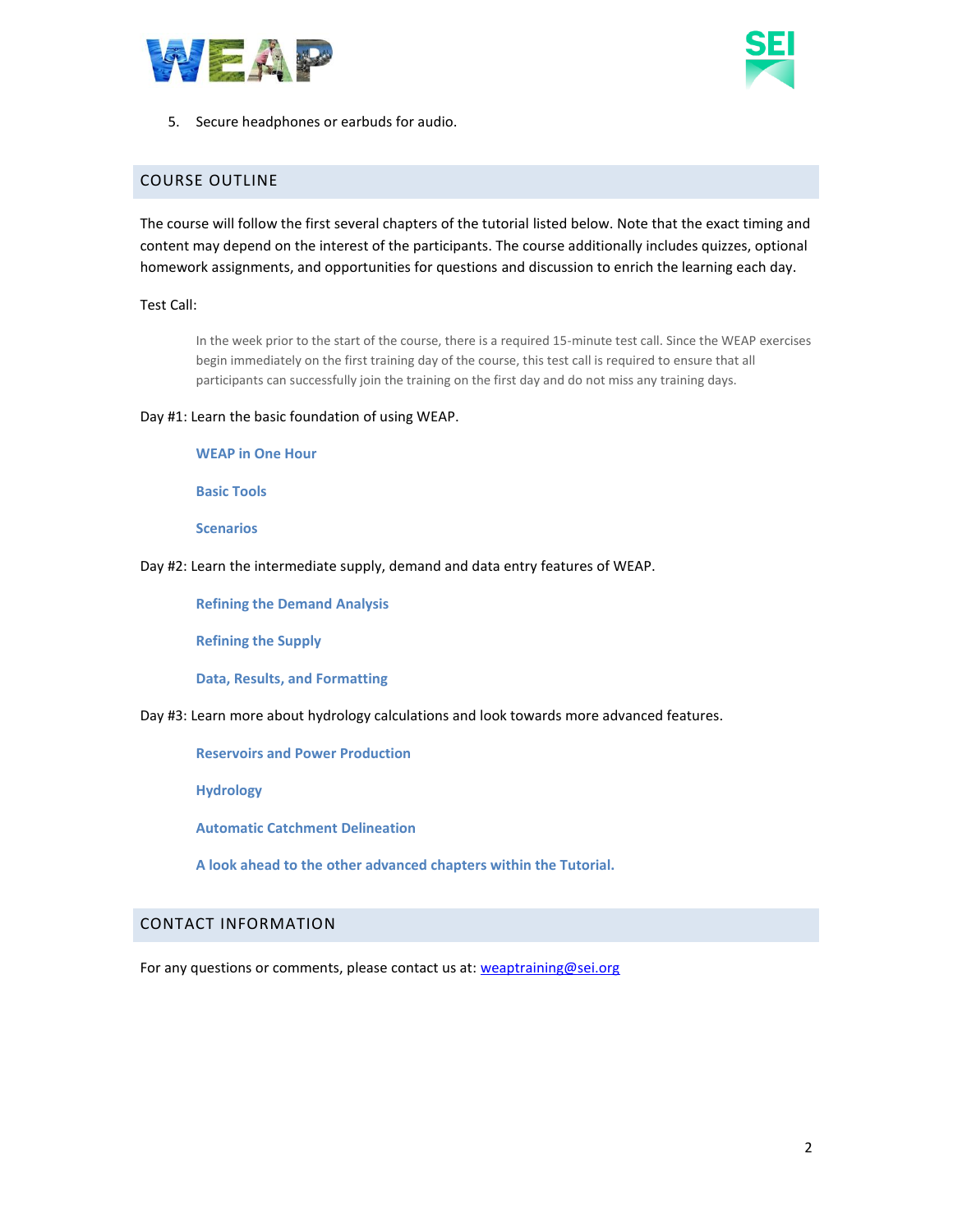5. Secure headphones or earbuds for audio.

## COURSE OUTLINE

The course will follow the first several chapters of the tutorial listed below. Note that the exact timing and content may depend on the interest of the participants. The course additionally includes quizzes, optional homework assignments, and opportunities for questions and discussion to enrich the learning each day.

Test Call:

> In the week prior to the start of the course, there is a required 15-minute test call. Since the WEAP exercises begin immediately on the first training day of the course, this test call is required to ensure that all participants can successfully join the training on the first day and do not miss any training days.

Day #1: Learn the basic foundation of using WEAP.

- **WEAP in One Hour**
- **Basic Tools**
- **Scenarios**

Day #2: Learn the intermediate supply, demand and data entry features of WEAP.

- **Refining the Demand Analysis**
- **Refining the Supply**
- **Data, Results, and Formatting**

Day #3: Learn more about hydrology calculations and look towards more advanced features.

- **Reservoirs and Power Production**
- **Hydrology**
- **Automatic Catchment Delineation**
- **A look ahead to the other advanced chapters within the Tutorial.**

## CONTACT INFORMATION

For any questions or comments, please contact us at: weaptraining@sei.org